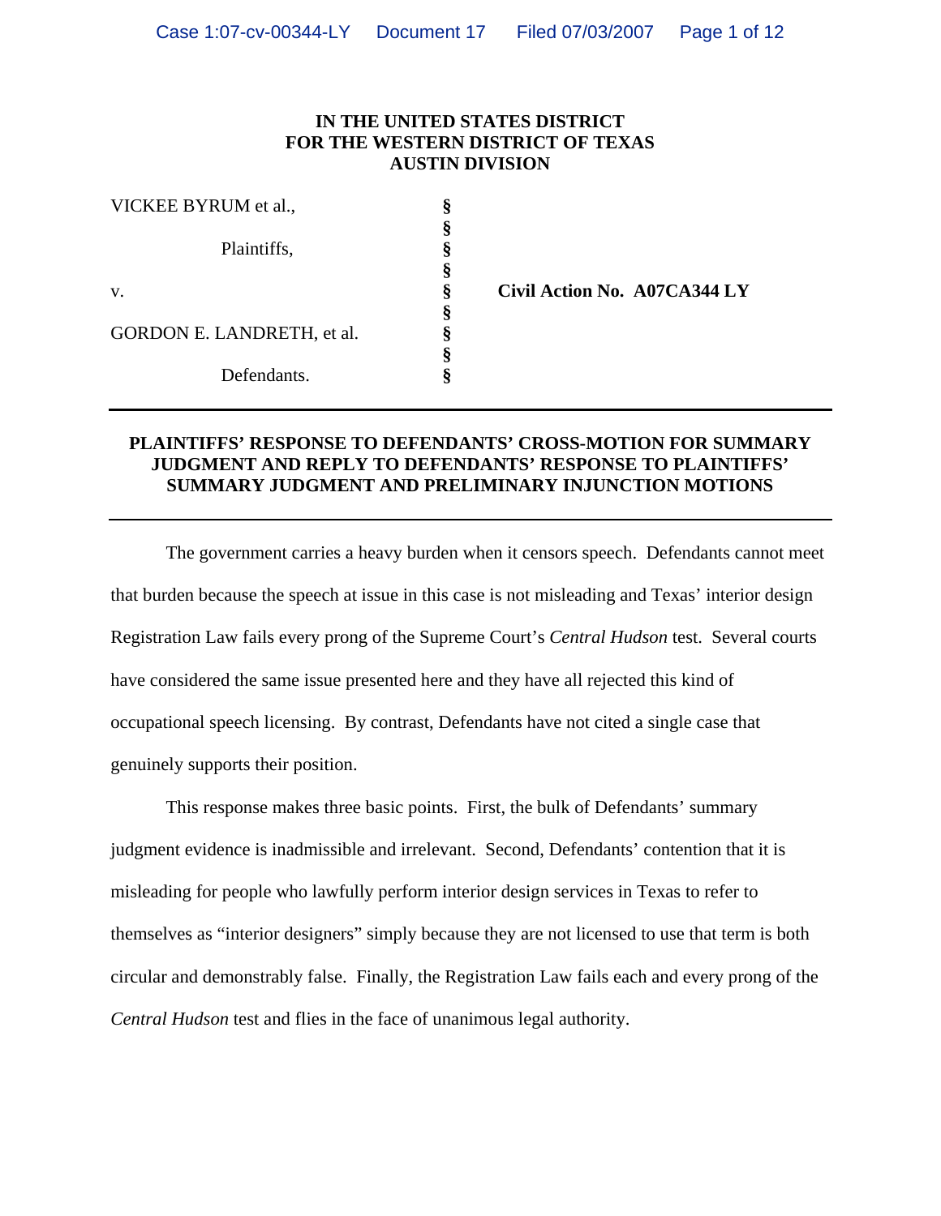**IN THE UNITED STATES DISTRICT**
**FOR THE WESTERN DISTRICT OF TEXAS**
**AUSTIN DIVISION**

| | | |
|---|---|---|
| VICKEE BYRUM et al., | § | |
| | § | |
| Plaintiffs, | § | |
| | § | |
| v. | § | **Civil Action No. A07CA344 LY** |
| | § | |
| GORDON E. LANDRETH, et al. | § | |
| | § | |
| Defendants. | § | |

---

**PLAINTIFFS' RESPONSE TO DEFENDANTS' CROSS-MOTION FOR SUMMARY JUDGMENT AND REPLY TO DEFENDANTS' RESPONSE TO PLAINTIFFS' SUMMARY JUDGMENT AND PRELIMINARY INJUNCTION MOTIONS**

---

The government carries a heavy burden when it censors speech. Defendants cannot meet that burden because the speech at issue in this case is not misleading and Texas' interior design Registration Law fails every prong of the Supreme Court's *Central Hudson* test. Several courts have considered the same issue presented here and they have all rejected this kind of occupational speech licensing. By contrast, Defendants have not cited a single case that genuinely supports their position.

This response makes three basic points. First, the bulk of Defendants' summary judgment evidence is inadmissible and irrelevant. Second, Defendants' contention that it is misleading for people who lawfully perform interior design services in Texas to refer to themselves as "interior designers" simply because they are not licensed to use that term is both circular and demonstrably false. Finally, the Registration Law fails each and every prong of the *Central Hudson* test and flies in the face of unanimous legal authority.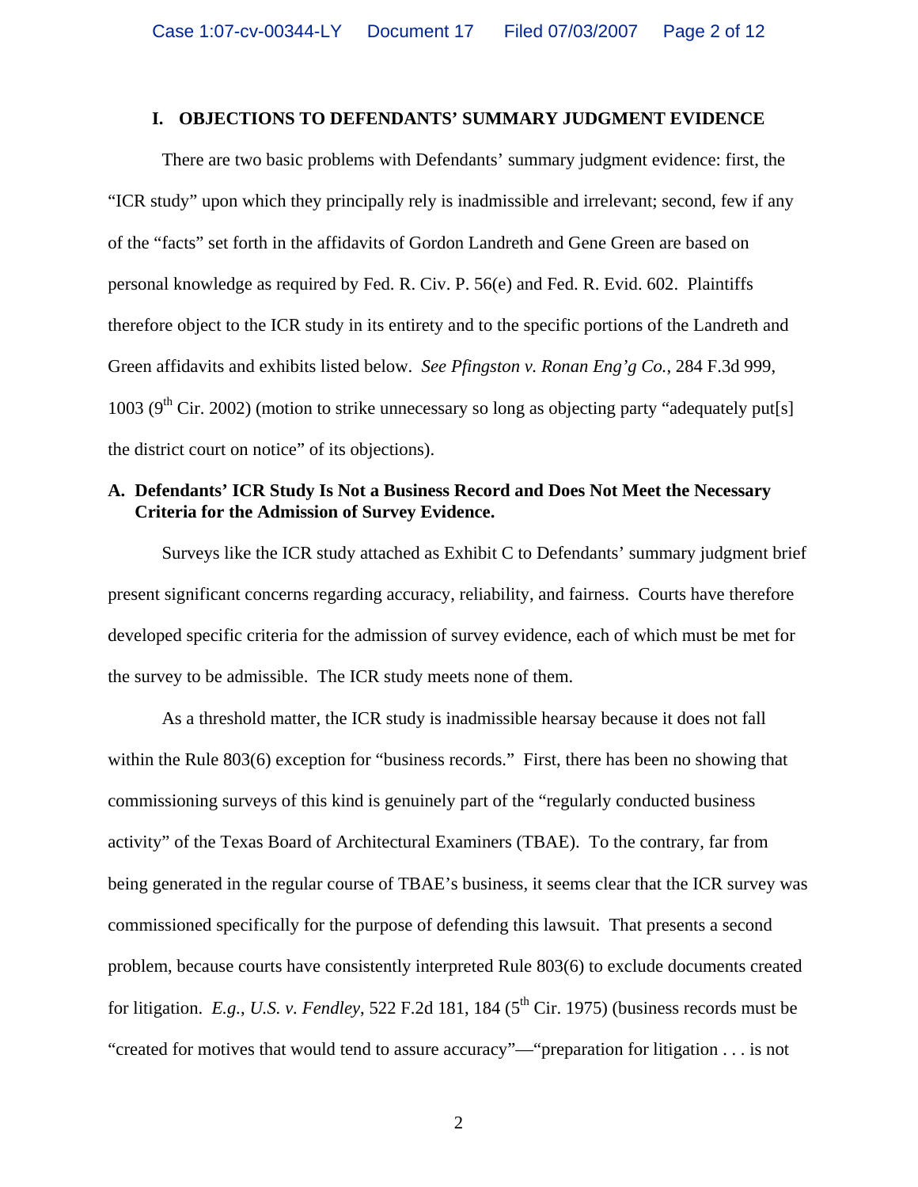## I. OBJECTIONS TO DEFENDANTS' SUMMARY JUDGMENT EVIDENCE

There are two basic problems with Defendants' summary judgment evidence: first, the "ICR study" upon which they principally rely is inadmissible and irrelevant; second, few if any of the "facts" set forth in the affidavits of Gordon Landreth and Gene Green are based on personal knowledge as required by Fed. R. Civ. P. 56(e) and Fed. R. Evid. 602. Plaintiffs therefore object to the ICR study in its entirety and to the specific portions of the Landreth and Green affidavits and exhibits listed below. *See Pfingston v. Ronan Eng'g Co.*, 284 F.3d 999, 1003 (9th Cir. 2002) (motion to strike unnecessary so long as objecting party "adequately put[s] the district court on notice" of its objections).

### A. Defendants' ICR Study Is Not a Business Record and Does Not Meet the Necessary Criteria for the Admission of Survey Evidence.

Surveys like the ICR study attached as Exhibit C to Defendants' summary judgment brief present significant concerns regarding accuracy, reliability, and fairness. Courts have therefore developed specific criteria for the admission of survey evidence, each of which must be met for the survey to be admissible. The ICR study meets none of them.

As a threshold matter, the ICR study is inadmissible hearsay because it does not fall within the Rule 803(6) exception for "business records." First, there has been no showing that commissioning surveys of this kind is genuinely part of the "regularly conducted business activity" of the Texas Board of Architectural Examiners (TBAE). To the contrary, far from being generated in the regular course of TBAE's business, it seems clear that the ICR survey was commissioned specifically for the purpose of defending this lawsuit. That presents a second problem, because courts have consistently interpreted Rule 803(6) to exclude documents created for litigation. *E.g.*, *U.S. v. Fendley*, 522 F.2d 181, 184 (5th Cir. 1975) (business records must be "created for motives that would tend to assure accuracy"—"preparation for litigation . . . is not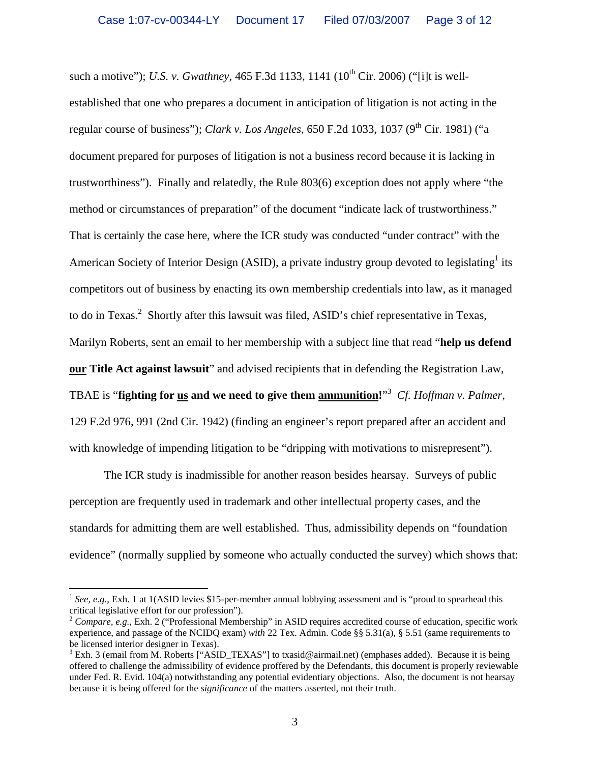such a motive"); *U.S. v. Gwathney*, 465 F.3d 1133, 1141 (10th Cir. 2006) ("[i]t is well-established that one who prepares a document in anticipation of litigation is not acting in the regular course of business"); *Clark v. Los Angeles*, 650 F.2d 1033, 1037 (9th Cir. 1981) ("a document prepared for purposes of litigation is not a business record because it is lacking in trustworthiness"). Finally and relatedly, the Rule 803(6) exception does not apply where "the method or circumstances of preparation" of the document "indicate lack of trustworthiness." That is certainly the case here, where the ICR study was conducted "under contract" with the American Society of Interior Design (ASID), a private industry group devoted to legislating[1] its competitors out of business by enacting its own membership credentials into law, as it managed to do in Texas.[2] Shortly after this lawsuit was filed, ASID's chief representative in Texas, Marilyn Roberts, sent an email to her membership with a subject line that read "**help us defend <u>our</u> Title Act against lawsuit**" and advised recipients that in defending the Registration Law, TBAE is "**fighting for <u>us</u> and we need to give them <u>ammunition</u>!**"[3] *Cf. Hoffman v. Palmer*, 129 F.2d 976, 991 (2nd Cir. 1942) (finding an engineer's report prepared after an accident and with knowledge of impending litigation to be "dripping with motivations to misrepresent").

The ICR study is inadmissible for another reason besides hearsay. Surveys of public perception are frequently used in trademark and other intellectual property cases, and the standards for admitting them are well established. Thus, admissibility depends on "foundation evidence" (normally supplied by someone who actually conducted the survey) which shows that:

---

[1] *See, e.g.*, Exh. 1 at 1(ASID levies $15-per-member annual lobbying assessment and is "proud to spearhead this critical legislative effort for our profession").

[2] *Compare, e.g.,* Exh. 2 ("Professional Membership" in ASID requires accredited course of education, specific work experience, and passage of the NCIDQ exam) *with* 22 Tex. Admin. Code §§ 5.31(a), § 5.51 (same requirements to be licensed interior designer in Texas).

[3] Exh. 3 (email from M. Roberts ["ASID_TEXAS"] to txasid@airmail.net) (emphases added). Because it is being offered to challenge the admissibility of evidence proffered by the Defendants, this document is properly reviewable under Fed. R. Evid. 104(a) notwithstanding any potential evidentiary objections. Also, the document is not hearsay because it is being offered for the *significance* of the matters asserted, not their truth.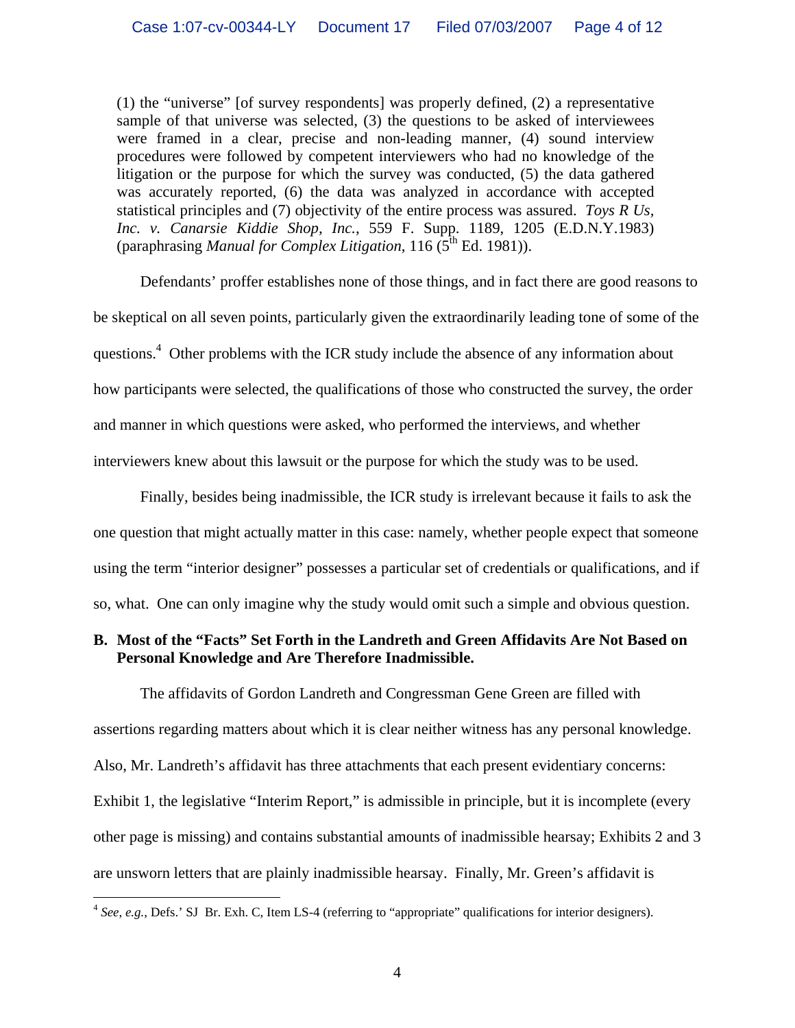> (1) the "universe" [of survey respondents] was properly defined, (2) a representative sample of that universe was selected, (3) the questions to be asked of interviewees were framed in a clear, precise and non-leading manner, (4) sound interview procedures were followed by competent interviewers who had no knowledge of the litigation or the purpose for which the survey was conducted, (5) the data gathered was accurately reported, (6) the data was analyzed in accordance with accepted statistical principles and (7) objectivity of the entire process was assured. *Toys R Us, Inc. v. Canarsie Kiddie Shop, Inc.*, 559 F. Supp. 1189, 1205 (E.D.N.Y.1983) (paraphrasing *Manual for Complex Litigation*, 116 (5th Ed. 1981)).

Defendants' proffer establishes none of those things, and in fact there are good reasons to be skeptical on all seven points, particularly given the extraordinarily leading tone of some of the questions.[4] Other problems with the ICR study include the absence of any information about how participants were selected, the qualifications of those who constructed the survey, the order and manner in which questions were asked, who performed the interviews, and whether interviewers knew about this lawsuit or the purpose for which the study was to be used.

Finally, besides being inadmissible, the ICR study is irrelevant because it fails to ask the one question that might actually matter in this case: namely, whether people expect that someone using the term "interior designer" possesses a particular set of credentials or qualifications, and if so, what. One can only imagine why the study would omit such a simple and obvious question.

**B. Most of the "Facts" Set Forth in the Landreth and Green Affidavits Are Not Based on Personal Knowledge and Are Therefore Inadmissible.**

The affidavits of Gordon Landreth and Congressman Gene Green are filled with assertions regarding matters about which it is clear neither witness has any personal knowledge. Also, Mr. Landreth's affidavit has three attachments that each present evidentiary concerns: Exhibit 1, the legislative "Interim Report," is admissible in principle, but it is incomplete (every other page is missing) and contains substantial amounts of inadmissible hearsay; Exhibits 2 and 3 are unsworn letters that are plainly inadmissible hearsay. Finally, Mr. Green's affidavit is

---

[4] *See, e.g.*, Defs.' SJ Br. Exh. C, Item LS-4 (referring to "appropriate" qualifications for interior designers).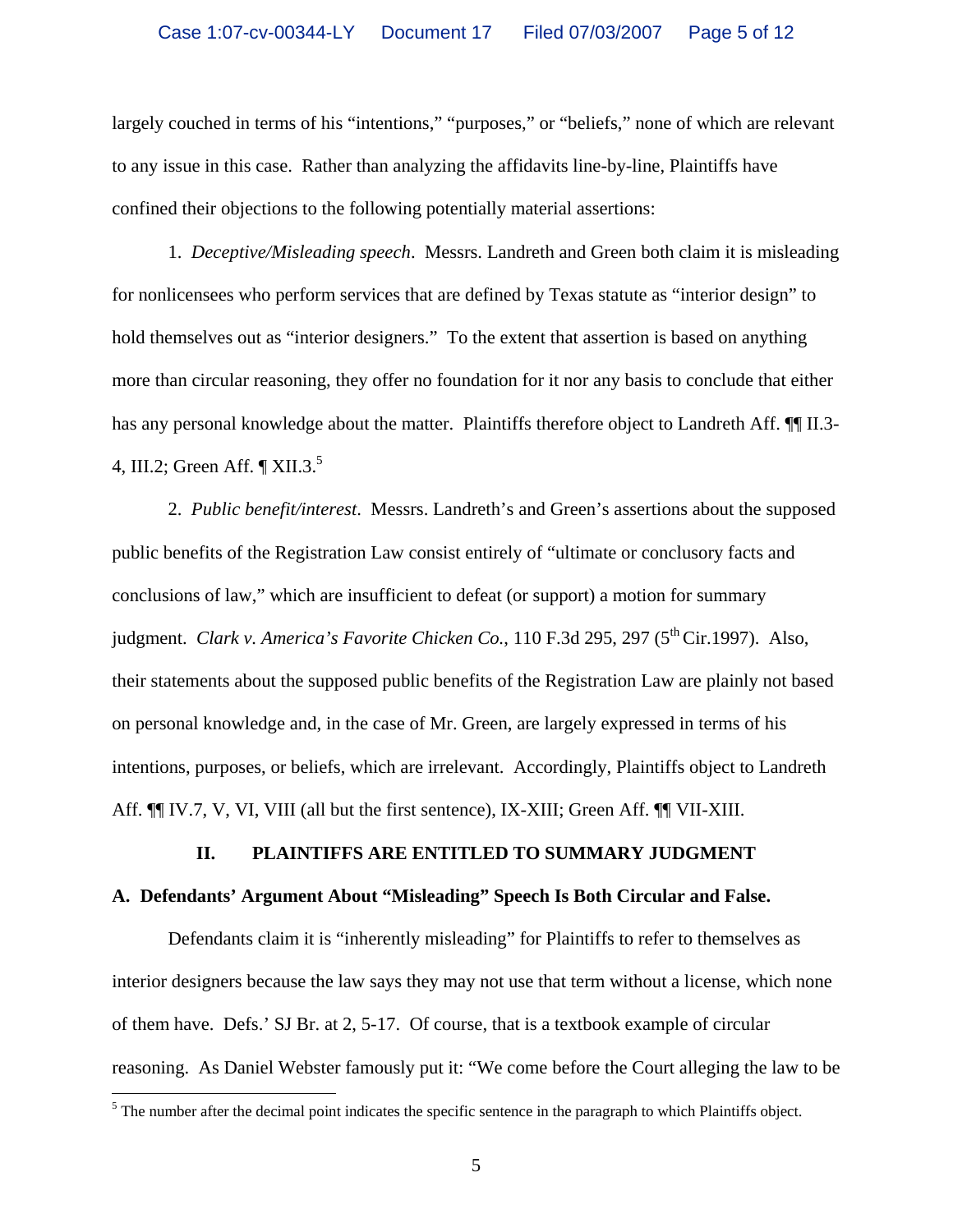largely couched in terms of his "intentions," "purposes," or "beliefs," none of which are relevant to any issue in this case. Rather than analyzing the affidavits line-by-line, Plaintiffs have confined their objections to the following potentially material assertions:

1. *Deceptive/Misleading speech*. Messrs. Landreth and Green both claim it is misleading for nonlicensees who perform services that are defined by Texas statute as "interior design" to hold themselves out as "interior designers." To the extent that assertion is based on anything more than circular reasoning, they offer no foundation for it nor any basis to conclude that either has any personal knowledge about the matter. Plaintiffs therefore object to Landreth Aff. ¶¶ II.3-4, III.2; Green Aff. ¶ XII.3.[5]

2. *Public benefit/interest*. Messrs. Landreth's and Green's assertions about the supposed public benefits of the Registration Law consist entirely of "ultimate or conclusory facts and conclusions of law," which are insufficient to defeat (or support) a motion for summary judgment. *Clark v. America's Favorite Chicken Co.*, 110 F.3d 295, 297 (5th Cir.1997). Also, their statements about the supposed public benefits of the Registration Law are plainly not based on personal knowledge and, in the case of Mr. Green, are largely expressed in terms of his intentions, purposes, or beliefs, which are irrelevant. Accordingly, Plaintiffs object to Landreth Aff. ¶¶ IV.7, V, VI, VIII (all but the first sentence), IX-XIII; Green Aff. ¶¶ VII-XIII.

## II. PLAINTIFFS ARE ENTITLED TO SUMMARY JUDGMENT

### A. Defendants' Argument About "Misleading" Speech Is Both Circular and False.

Defendants claim it is "inherently misleading" for Plaintiffs to refer to themselves as interior designers because the law says they may not use that term without a license, which none of them have. Defs.' SJ Br. at 2, 5-17. Of course, that is a textbook example of circular reasoning. As Daniel Webster famously put it: "We come before the Court alleging the law to be

---

[5] The number after the decimal point indicates the specific sentence in the paragraph to which Plaintiffs object.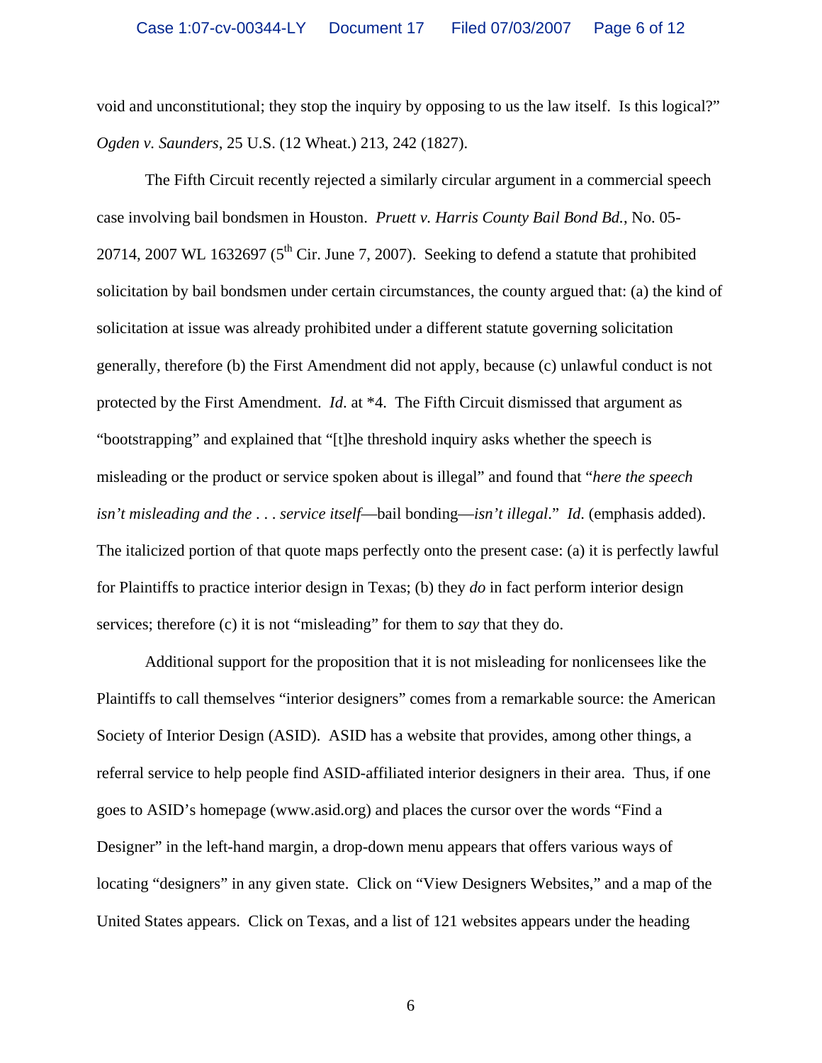void and unconstitutional; they stop the inquiry by opposing to us the law itself. Is this logical?" *Ogden v. Saunders*, 25 U.S. (12 Wheat.) 213, 242 (1827).

The Fifth Circuit recently rejected a similarly circular argument in a commercial speech case involving bail bondsmen in Houston. *Pruett v. Harris County Bail Bond Bd.*, No. 05-20714, 2007 WL 1632697 (5th Cir. June 7, 2007). Seeking to defend a statute that prohibited solicitation by bail bondsmen under certain circumstances, the county argued that: (a) the kind of solicitation at issue was already prohibited under a different statute governing solicitation generally, therefore (b) the First Amendment did not apply, because (c) unlawful conduct is not protected by the First Amendment. *Id*. at *4. The Fifth Circuit dismissed that argument as "bootstrapping" and explained that "[t]he threshold inquiry asks whether the speech is misleading or the product or service spoken about is illegal" and found that "*here the speech isn't misleading and the . . . service itself*—bail bonding—*isn't illegal*." *Id*. (emphasis added). The italicized portion of that quote maps perfectly onto the present case: (a) it is perfectly lawful for Plaintiffs to practice interior design in Texas; (b) they *do* in fact perform interior design services; therefore (c) it is not "misleading" for them to *say* that they do.

Additional support for the proposition that it is not misleading for nonlicensees like the Plaintiffs to call themselves "interior designers" comes from a remarkable source: the American Society of Interior Design (ASID). ASID has a website that provides, among other things, a referral service to help people find ASID-affiliated interior designers in their area. Thus, if one goes to ASID's homepage (www.asid.org) and places the cursor over the words "Find a Designer" in the left-hand margin, a drop-down menu appears that offers various ways of locating "designers" in any given state. Click on "View Designers Websites," and a map of the United States appears. Click on Texas, and a list of 121 websites appears under the heading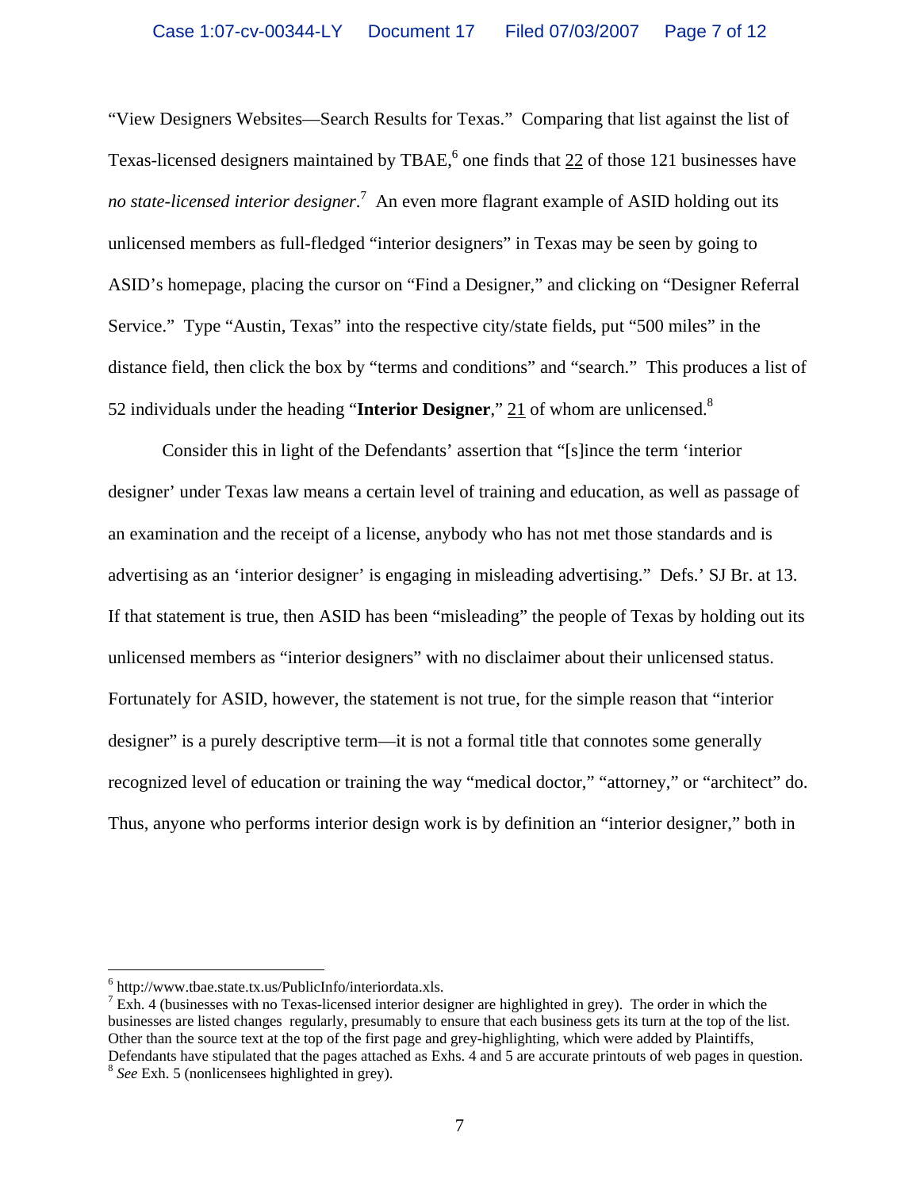"View Designers Websites—Search Results for Texas." Comparing that list against the list of Texas-licensed designers maintained by TBAE,[6] one finds that 22 of those 121 businesses have *no state-licensed interior designer*.[7] An even more flagrant example of ASID holding out its unlicensed members as full-fledged "interior designers" in Texas may be seen by going to ASID's homepage, placing the cursor on "Find a Designer," and clicking on "Designer Referral Service." Type "Austin, Texas" into the respective city/state fields, put "500 miles" in the distance field, then click the box by "terms and conditions" and "search." This produces a list of 52 individuals under the heading "**Interior Designer**," 21 of whom are unlicensed.[8]

Consider this in light of the Defendants' assertion that "[s]ince the term 'interior designer' under Texas law means a certain level of training and education, as well as passage of an examination and the receipt of a license, anybody who has not met those standards and is advertising as an 'interior designer' is engaging in misleading advertising." Defs.' SJ Br. at 13. If that statement is true, then ASID has been "misleading" the people of Texas by holding out its unlicensed members as "interior designers" with no disclaimer about their unlicensed status. Fortunately for ASID, however, the statement is not true, for the simple reason that "interior designer" is a purely descriptive term—it is not a formal title that connotes some generally recognized level of education or training the way "medical doctor," "attorney," or "architect" do. Thus, anyone who performs interior design work is by definition an "interior designer," both in

---

[6] http://www.tbae.state.tx.us/PublicInfo/interiordata.xls.

[7] Exh. 4 (businesses with no Texas-licensed interior designer are highlighted in grey). The order in which the businesses are listed changes regularly, presumably to ensure that each business gets its turn at the top of the list. Other than the source text at the top of the first page and grey-highlighting, which were added by Plaintiffs, Defendants have stipulated that the pages attached as Exhs. 4 and 5 are accurate printouts of web pages in question.

[8] *See* Exh. 5 (nonlicensees highlighted in grey).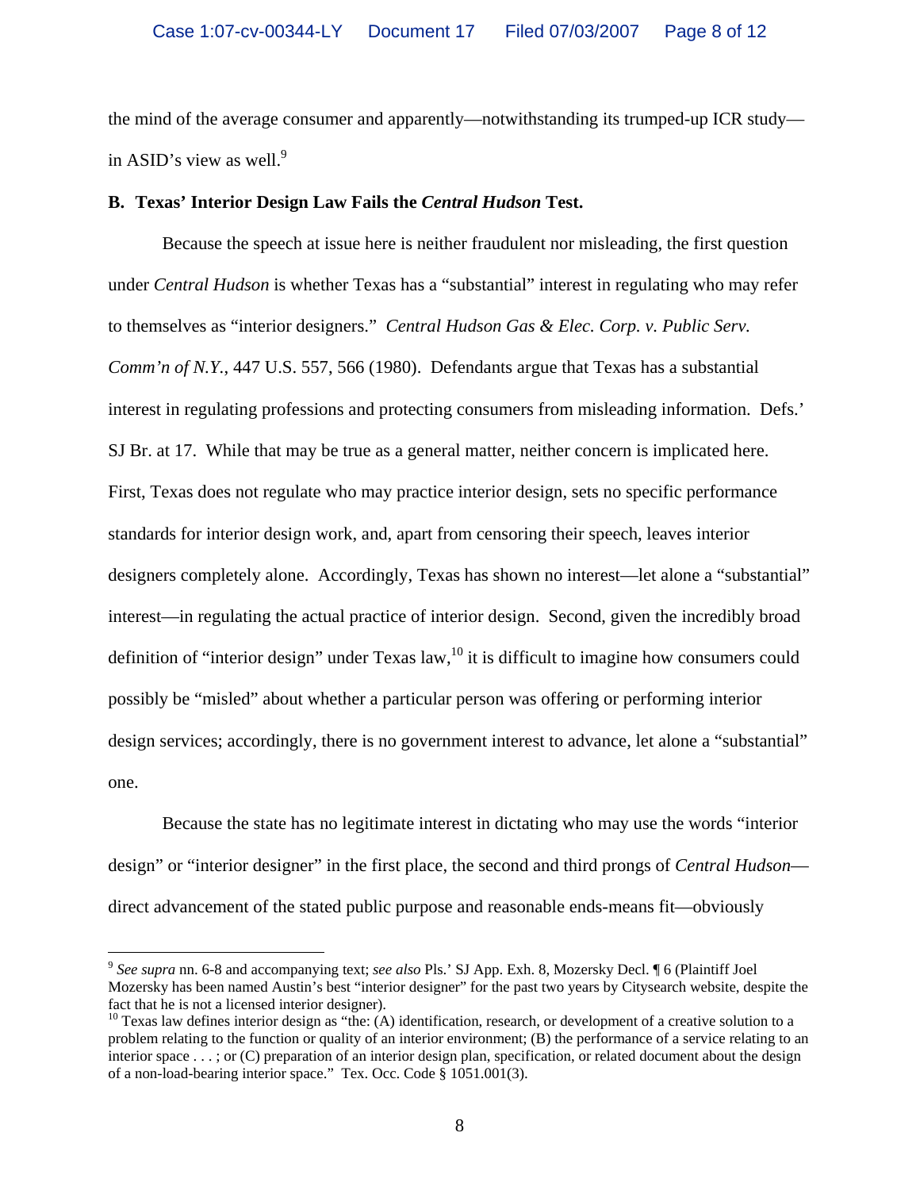the mind of the average consumer and apparently—notwithstanding its trumped-up ICR study—in ASID's view as well.[9]

**B. Texas' Interior Design Law Fails the *Central Hudson* Test.**

Because the speech at issue here is neither fraudulent nor misleading, the first question under *Central Hudson* is whether Texas has a "substantial" interest in regulating who may refer to themselves as "interior designers." *Central Hudson Gas & Elec. Corp. v. Public Serv. Comm'n of N.Y.*, 447 U.S. 557, 566 (1980). Defendants argue that Texas has a substantial interest in regulating professions and protecting consumers from misleading information. Defs.' SJ Br. at 17. While that may be true as a general matter, neither concern is implicated here. First, Texas does not regulate who may practice interior design, sets no specific performance standards for interior design work, and, apart from censoring their speech, leaves interior designers completely alone. Accordingly, Texas has shown no interest—let alone a "substantial" interest—in regulating the actual practice of interior design. Second, given the incredibly broad definition of "interior design" under Texas law,[10] it is difficult to imagine how consumers could possibly be "misled" about whether a particular person was offering or performing interior design services; accordingly, there is no government interest to advance, let alone a "substantial" one.

Because the state has no legitimate interest in dictating who may use the words "interior design" or "interior designer" in the first place, the second and third prongs of *Central Hudson*—direct advancement of the stated public purpose and reasonable ends-means fit—obviously

---

[9] *See supra* nn. 6-8 and accompanying text; *see also* Pls.' SJ App. Exh. 8, Mozersky Decl. ¶ 6 (Plaintiff Joel Mozersky has been named Austin's best "interior designer" for the past two years by Citysearch website, despite the fact that he is not a licensed interior designer).

[10] Texas law defines interior design as "the: (A) identification, research, or development of a creative solution to a problem relating to the function or quality of an interior environment; (B) the performance of a service relating to an interior space . . . ; or (C) preparation of an interior design plan, specification, or related document about the design of a non-load-bearing interior space." Tex. Occ. Code § 1051.001(3).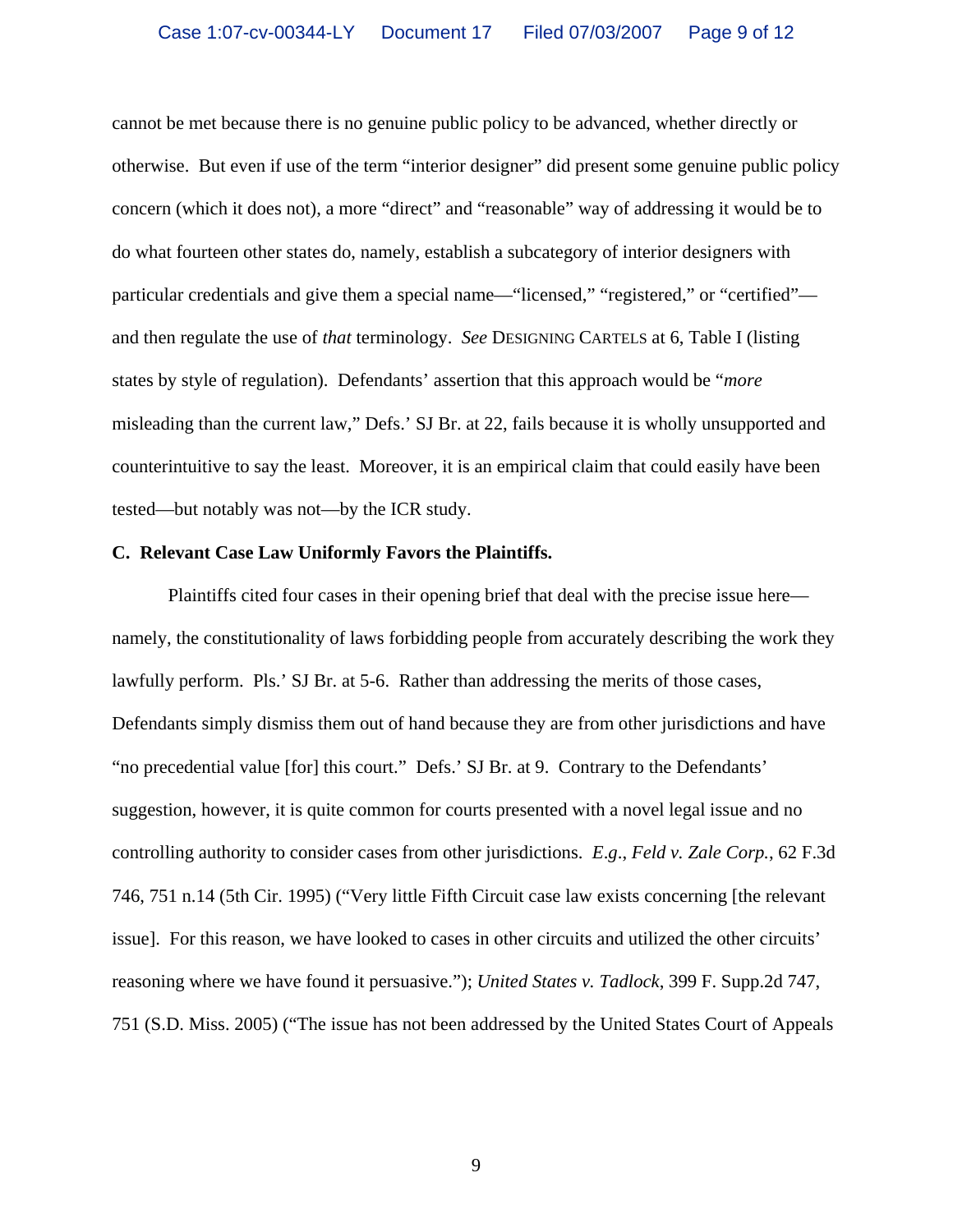cannot be met because there is no genuine public policy to be advanced, whether directly or otherwise. But even if use of the term "interior designer" did present some genuine public policy concern (which it does not), a more "direct" and "reasonable" way of addressing it would be to do what fourteen other states do, namely, establish a subcategory of interior designers with particular credentials and give them a special name—"licensed," "registered," or "certified"—and then regulate the use of *that* terminology. *See* DESIGNING CARTELS at 6, Table I (listing states by style of regulation). Defendants' assertion that this approach would be "*more* misleading than the current law," Defs.' SJ Br. at 22, fails because it is wholly unsupported and counterintuitive to say the least. Moreover, it is an empirical claim that could easily have been tested—but notably was not—by the ICR study.

**C. Relevant Case Law Uniformly Favors the Plaintiffs.**

Plaintiffs cited four cases in their opening brief that deal with the precise issue here—namely, the constitutionality of laws forbidding people from accurately describing the work they lawfully perform. Pls.' SJ Br. at 5-6. Rather than addressing the merits of those cases, Defendants simply dismiss them out of hand because they are from other jurisdictions and have "no precedential value [for] this court." Defs.' SJ Br. at 9. Contrary to the Defendants' suggestion, however, it is quite common for courts presented with a novel legal issue and no controlling authority to consider cases from other jurisdictions. *E.g*., *Feld v. Zale Corp.*, 62 F.3d 746, 751 n.14 (5th Cir. 1995) ("Very little Fifth Circuit case law exists concerning [the relevant issue]. For this reason, we have looked to cases in other circuits and utilized the other circuits' reasoning where we have found it persuasive."); *United States v. Tadlock*, 399 F. Supp.2d 747, 751 (S.D. Miss. 2005) ("The issue has not been addressed by the United States Court of Appeals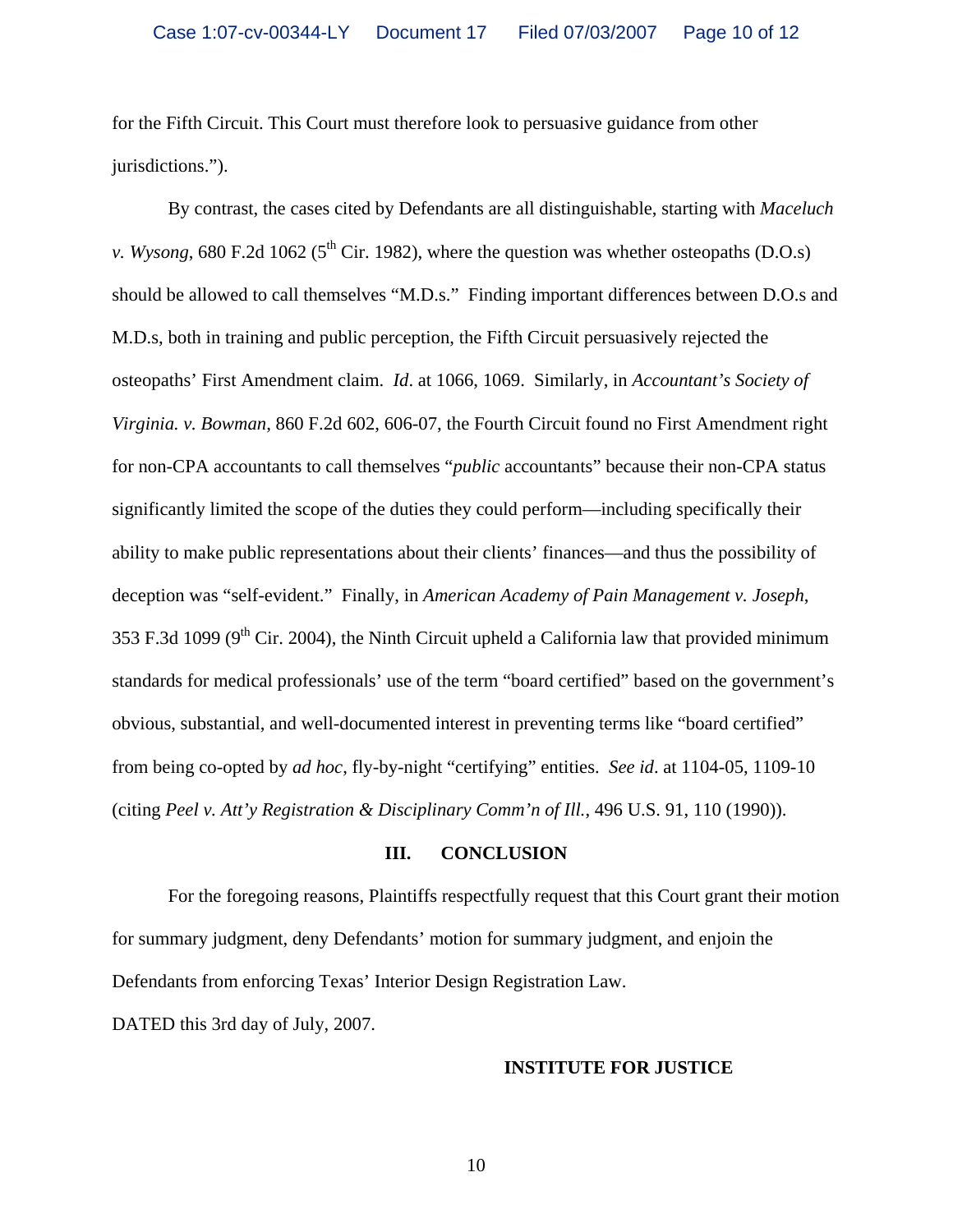for the Fifth Circuit. This Court must therefore look to persuasive guidance from other jurisdictions.").

By contrast, the cases cited by Defendants are all distinguishable, starting with *Maceluch v. Wysong*, 680 F.2d 1062 (5th Cir. 1982), where the question was whether osteopaths (D.O.s) should be allowed to call themselves "M.D.s." Finding important differences between D.O.s and M.D.s, both in training and public perception, the Fifth Circuit persuasively rejected the osteopaths' First Amendment claim. *Id*. at 1066, 1069. Similarly, in *Accountant's Society of Virginia. v. Bowman*, 860 F.2d 602, 606-07, the Fourth Circuit found no First Amendment right for non-CPA accountants to call themselves "*public* accountants" because their non-CPA status significantly limited the scope of the duties they could perform—including specifically their ability to make public representations about their clients' finances—and thus the possibility of deception was "self-evident." Finally, in *American Academy of Pain Management v. Joseph*, 353 F.3d 1099 (9th Cir. 2004), the Ninth Circuit upheld a California law that provided minimum standards for medical professionals' use of the term "board certified" based on the government's obvious, substantial, and well-documented interest in preventing terms like "board certified" from being co-opted by *ad hoc*, fly-by-night "certifying" entities. *See id*. at 1104-05, 1109-10 (citing *Peel v. Att'y Registration & Disciplinary Comm'n of Ill.*, 496 U.S. 91, 110 (1990)).

## III. CONCLUSION

For the foregoing reasons, Plaintiffs respectfully request that this Court grant their motion for summary judgment, deny Defendants' motion for summary judgment, and enjoin the Defendants from enforcing Texas' Interior Design Registration Law.

DATED this 3rd day of July, 2007.

**INSTITUTE FOR JUSTICE**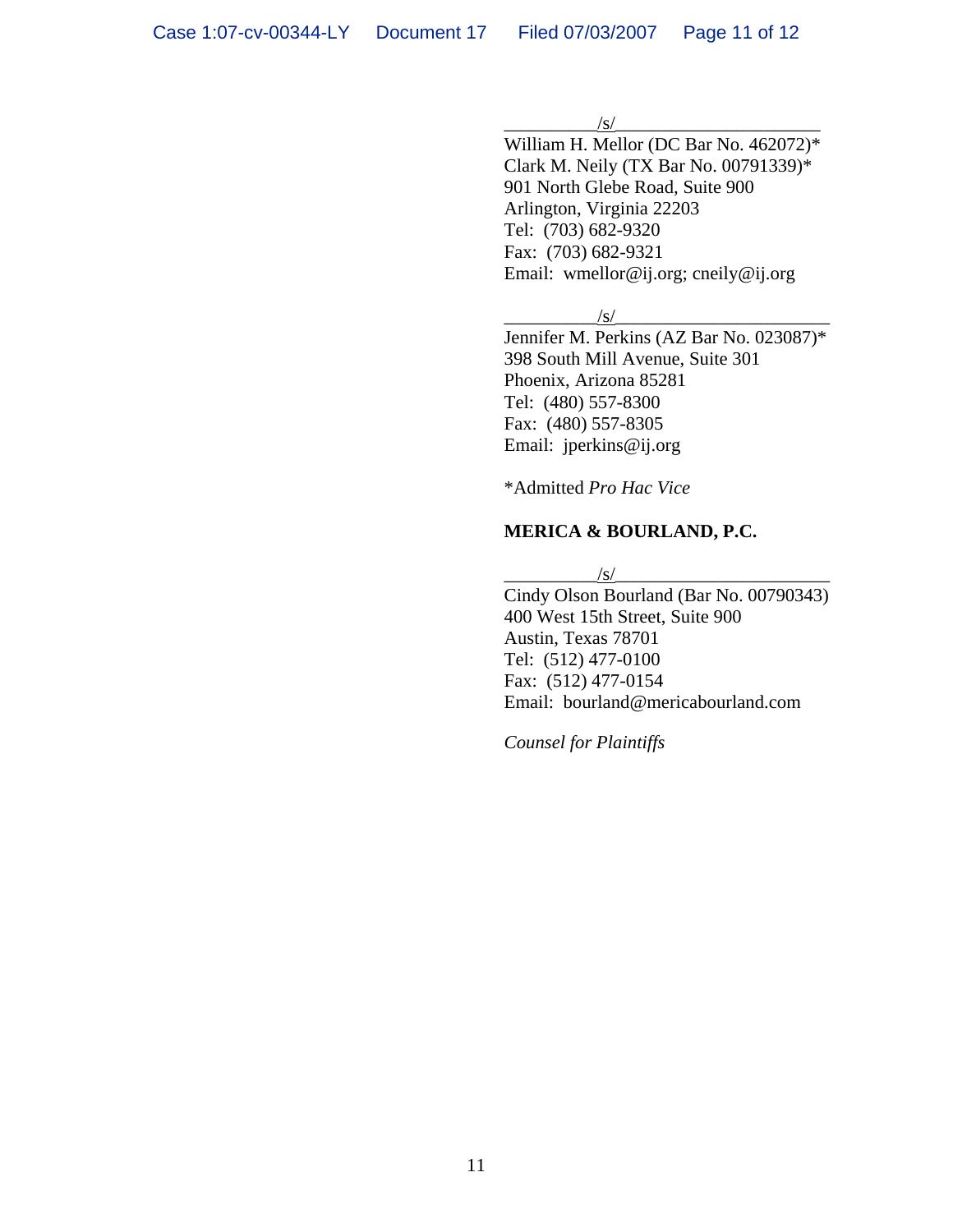\_\_\_\_\_\_\_\_\_\_/s/\_\_\_\_\_\_\_\_\_\_\_\_\_\_\_\_\_\_\_\_\_\_
William H. Mellor (DC Bar No. 462072)*
Clark M. Neily (TX Bar No. 00791339)*
901 North Glebe Road, Suite 900
Arlington, Virginia 22203
Tel: (703) 682-9320
Fax: (703) 682-9321
Email: wmellor@ij.org; cneily@ij.org

\_\_\_\_\_\_\_\_\_\_/s/\_\_\_\_\_\_\_\_\_\_\_\_\_\_\_\_\_\_\_\_\_\_
Jennifer M. Perkins (AZ Bar No. 023087)*
398 South Mill Avenue, Suite 301
Phoenix, Arizona 85281
Tel: (480) 557-8300
Fax: (480) 557-8305
Email: jperkins@ij.org

*Admitted *Pro Hac Vice*

**MERICA & BOURLAND, P.C.**

\_\_\_\_\_\_\_\_\_\_/s/\_\_\_\_\_\_\_\_\_\_\_\_\_\_\_\_\_\_\_\_\_\_
Cindy Olson Bourland (Bar No. 00790343)
400 West 15th Street, Suite 900
Austin, Texas 78701
Tel: (512) 477-0100
Fax: (512) 477-0154
Email: bourland@mericabourland.com

*Counsel for Plaintiffs*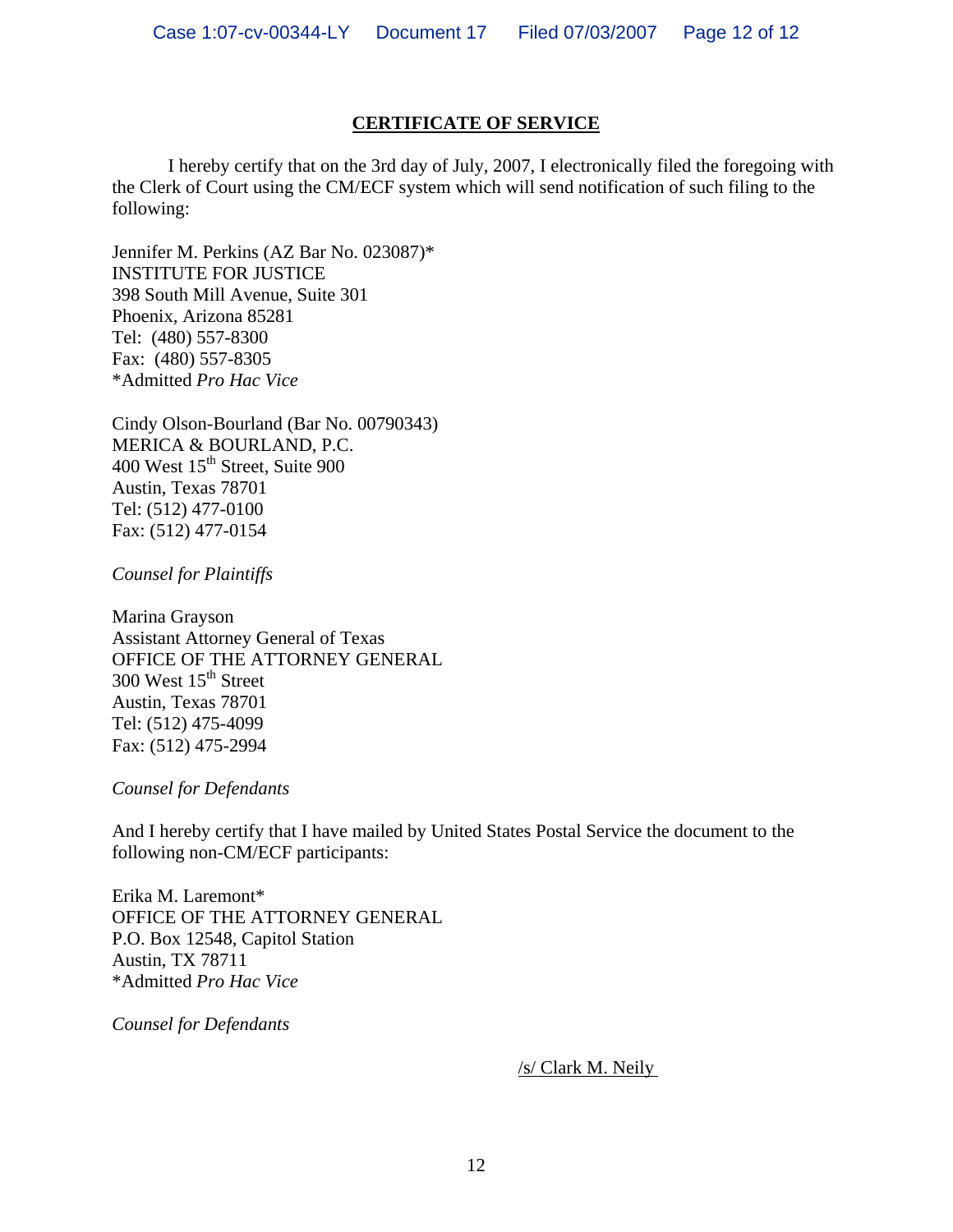**CERTIFICATE OF SERVICE**

I hereby certify that on the 3rd day of July, 2007, I electronically filed the foregoing with the Clerk of Court using the CM/ECF system which will send notification of such filing to the following:

Jennifer M. Perkins (AZ Bar No. 023087)*
INSTITUTE FOR JUSTICE
398 South Mill Avenue, Suite 301
Phoenix, Arizona 85281
Tel: (480) 557-8300
Fax: (480) 557-8305
*Admitted *Pro Hac Vice*

Cindy Olson-Bourland (Bar No. 00790343)
MERICA & BOURLAND, P.C.
400 West 15th Street, Suite 900
Austin, Texas 78701
Tel: (512) 477-0100
Fax: (512) 477-0154

*Counsel for Plaintiffs*

Marina Grayson
Assistant Attorney General of Texas
OFFICE OF THE ATTORNEY GENERAL
300 West 15th Street
Austin, Texas 78701
Tel: (512) 475-4099
Fax: (512) 475-2994

*Counsel for Defendants*

And I hereby certify that I have mailed by United States Postal Service the document to the following non-CM/ECF participants:

Erika M. Laremont*
OFFICE OF THE ATTORNEY GENERAL
P.O. Box 12548, Capitol Station
Austin, TX 78711
*Admitted *Pro Hac Vice*

*Counsel for Defendants*

/s/ Clark M. Neily